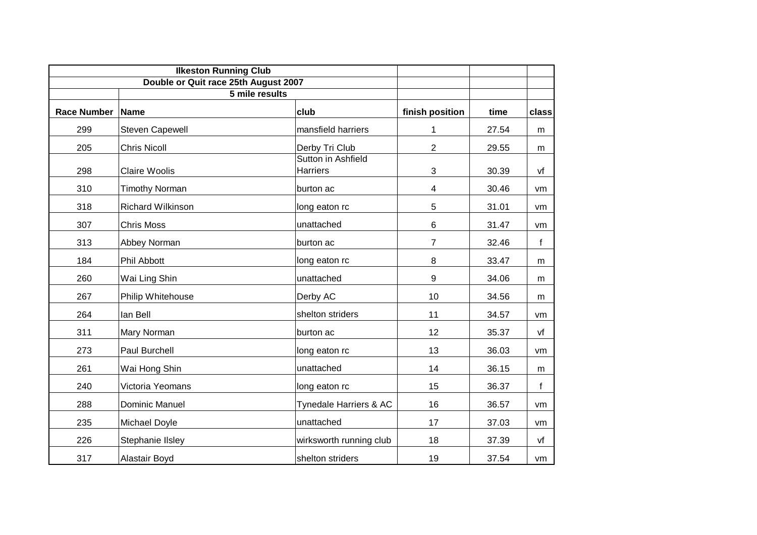**Ilkeston Running Club**

**Double or Quit race 25th August 2007**

**5 mile results**

| Race Number | Name | club | finish position | time | class |
|---|---|---|---|---|---|
| 299 | Steven Capewell | mansfield harriers | 1 | 27.54 | m |
| 205 | Chris Nicoll | Derby Tri Club | 2 | 29.55 | m |
| 298 | Claire Woolis | Sutton in Ashfield Harriers | 3 | 30.39 | vf |
| 310 | Timothy Norman | burton ac | 4 | 30.46 | vm |
| 318 | Richard Wilkinson | long eaton rc | 5 | 31.01 | vm |
| 307 | Chris Moss | unattached | 6 | 31.47 | vm |
| 313 | Abbey Norman | burton ac | 7 | 32.46 | f |
| 184 | Phil Abbott | long eaton rc | 8 | 33.47 | m |
| 260 | Wai Ling Shin | unattached | 9 | 34.06 | m |
| 267 | Philip Whitehouse | Derby AC | 10 | 34.56 | m |
| 264 | Ian Bell | shelton striders | 11 | 34.57 | vm |
| 311 | Mary Norman | burton ac | 12 | 35.37 | vf |
| 273 | Paul Burchell | long eaton rc | 13 | 36.03 | vm |
| 261 | Wai Hong Shin | unattached | 14 | 36.15 | m |
| 240 | Victoria Yeomans | long eaton rc | 15 | 36.37 | f |
| 288 | Dominic Manuel | Tynedale Harriers & AC | 16 | 36.57 | vm |
| 235 | Michael Doyle | unattached | 17 | 37.03 | vm |
| 226 | Stephanie Ilsley | wirksworth running club | 18 | 37.39 | vf |
| 317 | Alastair Boyd | shelton striders | 19 | 37.54 | vm |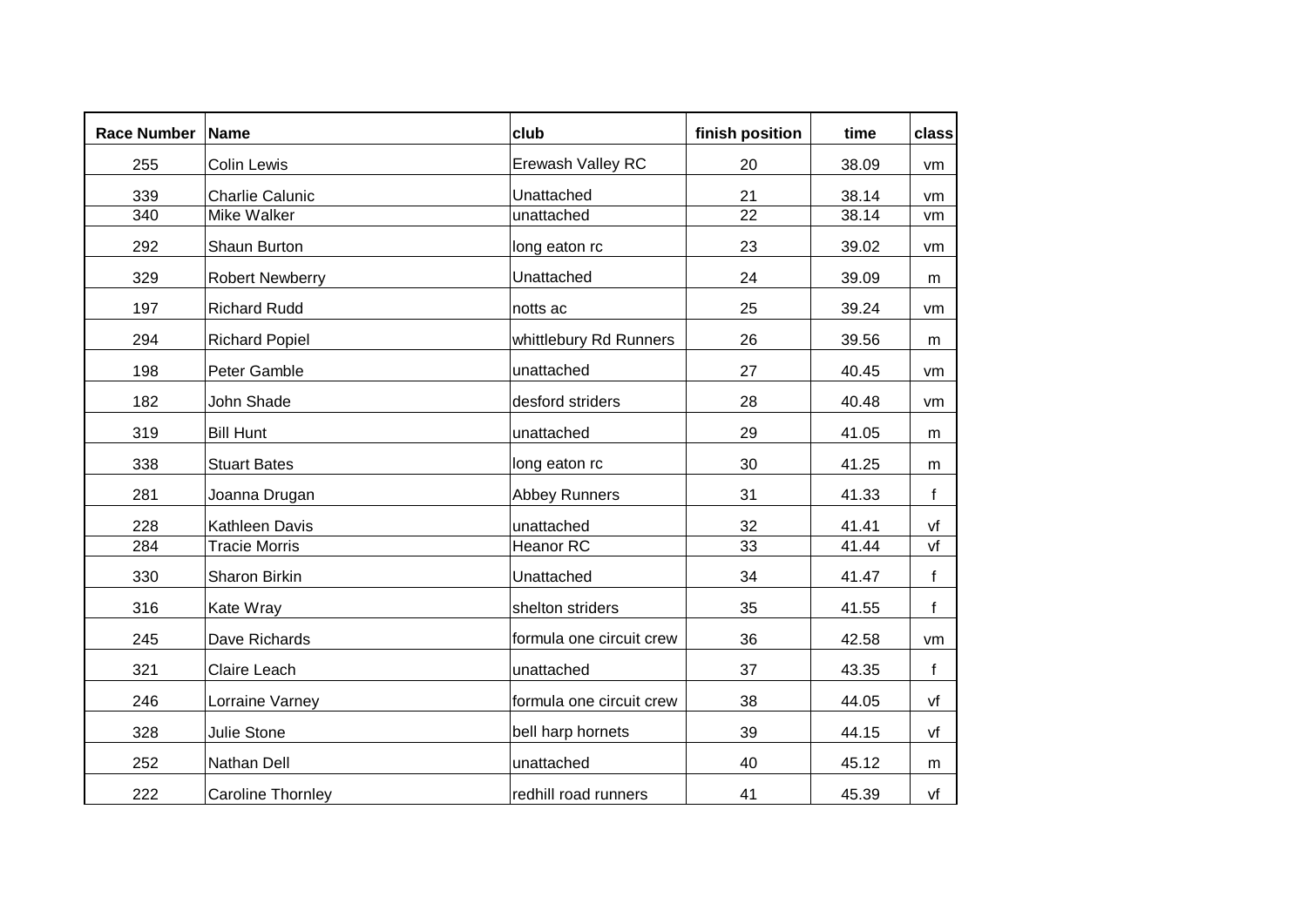| Race Number | Name | club | finish position | time | class |
|---|---|---|---|---|---|
| 255 | Colin Lewis | Erewash Valley RC | 20 | 38.09 | vm |
| 339 | Charlie Calunic | Unattached | 21 | 38.14 | vm |
| 340 | Mike Walker | unattached | 22 | 38.14 | vm |
| 292 | Shaun Burton | long eaton rc | 23 | 39.02 | vm |
| 329 | Robert Newberry | Unattached | 24 | 39.09 | m |
| 197 | Richard Rudd | notts ac | 25 | 39.24 | vm |
| 294 | Richard Popiel | whittlebury Rd Runners | 26 | 39.56 | m |
| 198 | Peter Gamble | unattached | 27 | 40.45 | vm |
| 182 | John Shade | desford striders | 28 | 40.48 | vm |
| 319 | Bill Hunt | unattached | 29 | 41.05 | m |
| 338 | Stuart Bates | long eaton rc | 30 | 41.25 | m |
| 281 | Joanna Drugan | Abbey Runners | 31 | 41.33 | f |
| 228 | Kathleen Davis | unattached | 32 | 41.41 | vf |
| 284 | Tracie Morris | Heanor RC | 33 | 41.44 | vf |
| 330 | Sharon Birkin | Unattached | 34 | 41.47 | f |
| 316 | Kate Wray | shelton striders | 35 | 41.55 | f |
| 245 | Dave Richards | formula one circuit crew | 36 | 42.58 | vm |
| 321 | Claire Leach | unattached | 37 | 43.35 | f |
| 246 | Lorraine Varney | formula one circuit crew | 38 | 44.05 | vf |
| 328 | Julie Stone | bell harp hornets | 39 | 44.15 | vf |
| 252 | Nathan Dell | unattached | 40 | 45.12 | m |
| 222 | Caroline Thornley | redhill road runners | 41 | 45.39 | vf |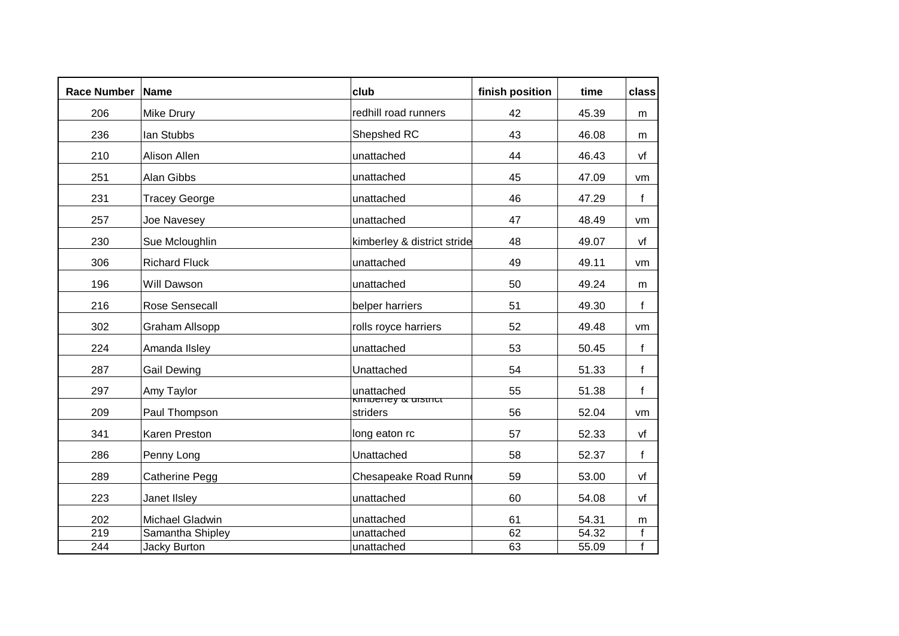| Race Number | Name | club | finish position | time | class |
|---|---|---|---|---|---|
| 206 | Mike Drury | redhill road runners | 42 | 45.39 | m |
| 236 | Ian Stubbs | Shepshed RC | 43 | 46.08 | m |
| 210 | Alison Allen | unattached | 44 | 46.43 | vf |
| 251 | Alan Gibbs | unattached | 45 | 47.09 | vm |
| 231 | Tracey George | unattached | 46 | 47.29 | f |
| 257 | Joe Navesey | unattached | 47 | 48.49 | vm |
| 230 | Sue Mcloughlin | kimberley & district stride | 48 | 49.07 | vf |
| 306 | Richard Fluck | unattached | 49 | 49.11 | vm |
| 196 | Will Dawson | unattached | 50 | 49.24 | m |
| 216 | Rose Sensecall | belper harriers | 51 | 49.30 | f |
| 302 | Graham Allsopp | rolls royce harriers | 52 | 49.48 | vm |
| 224 | Amanda Ilsley | unattached | 53 | 50.45 | f |
| 287 | Gail Dewing | Unattached | 54 | 51.33 | f |
| 297 | Amy Taylor | unattached | 55 | 51.38 | f |
| 209 | Paul Thompson | kimberley & district striders | 56 | 52.04 | vm |
| 341 | Karen Preston | long eaton rc | 57 | 52.33 | vf |
| 286 | Penny Long | Unattached | 58 | 52.37 | f |
| 289 | Catherine Pegg | Chesapeake Road Runne | 59 | 53.00 | vf |
| 223 | Janet Ilsley | unattached | 60 | 54.08 | vf |
| 202 | Michael Gladwin | unattached | 61 | 54.31 | m |
| 219 | Samantha Shipley | unattached | 62 | 54.32 | f |
| 244 | Jacky Burton | unattached | 63 | 55.09 | f |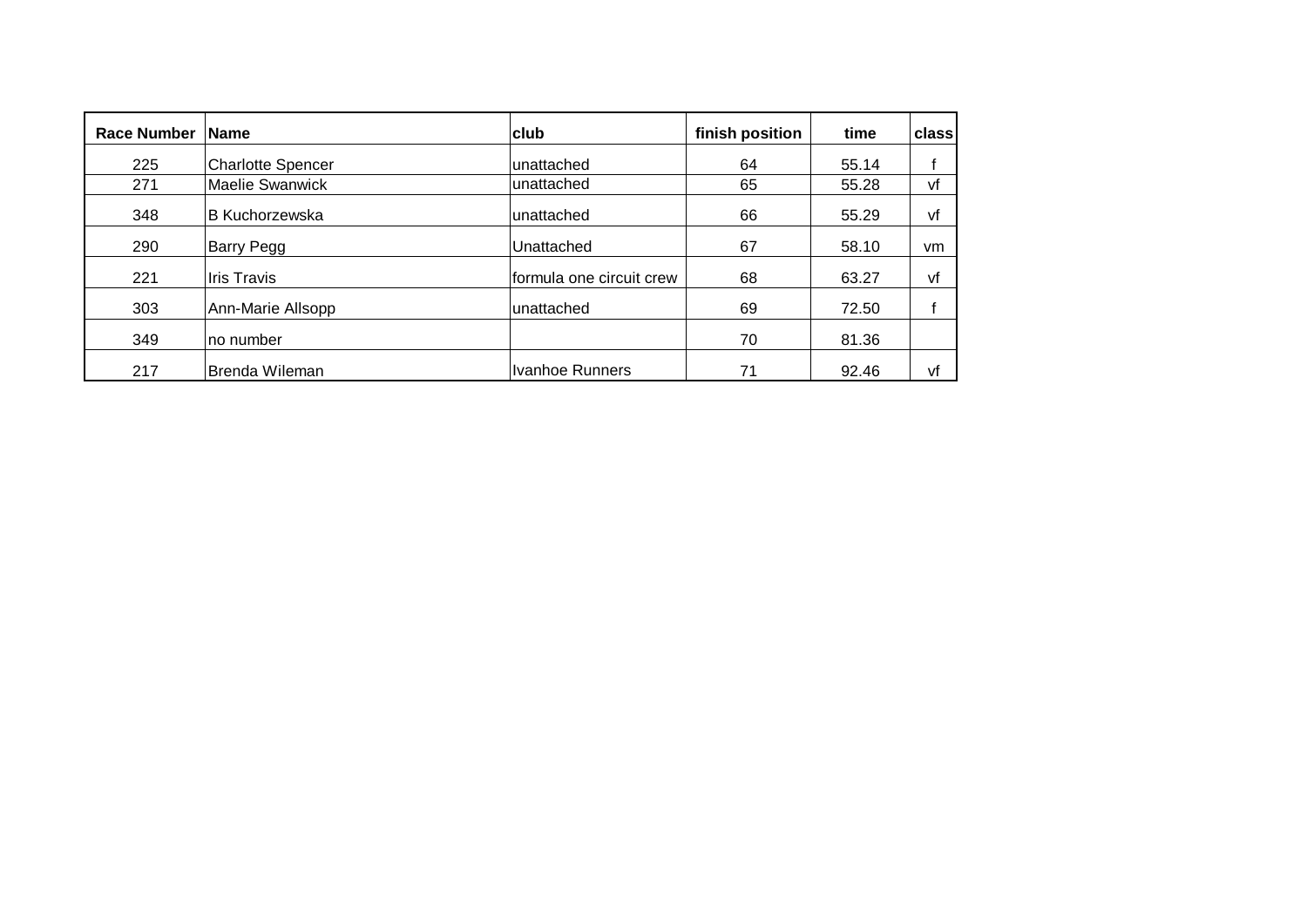| Race Number | Name | club | finish position | time | class |
|---|---|---|---|---|---|
| 225 | Charlotte Spencer | unattached | 64 | 55.14 | f |
| 271 | Maelie Swanwick | unattached | 65 | 55.28 | vf |
| 348 | B Kuchorzewska | unattached | 66 | 55.29 | vf |
| 290 | Barry Pegg | Unattached | 67 | 58.10 | vm |
| 221 | Iris Travis | formula one circuit crew | 68 | 63.27 | vf |
| 303 | Ann-Marie Allsopp | unattached | 69 | 72.50 | f |
| 349 | no number | | 70 | 81.36 | |
| 217 | Brenda Wileman | Ivanhoe Runners | 71 | 92.46 | vf |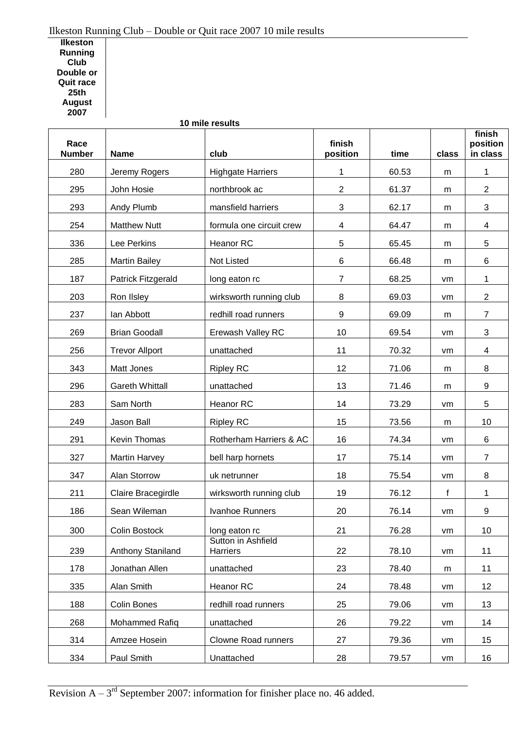**Ilkeston Running Club Double or Quit race 25th August 2007**

**10 mile results**

| Race Number | Name | club | finish position | time | class | finish position in class |
|---|---|---|---|---|---|---|
| 280 | Jeremy Rogers | Highgate Harriers | 1 | 60.53 | m | 1 |
| 295 | John Hosie | northbrook ac | 2 | 61.37 | m | 2 |
| 293 | Andy Plumb | mansfield harriers | 3 | 62.17 | m | 3 |
| 254 | Matthew Nutt | formula one circuit crew | 4 | 64.47 | m | 4 |
| 336 | Lee Perkins | Heanor RC | 5 | 65.45 | m | 5 |
| 285 | Martin Bailey | Not Listed | 6 | 66.48 | m | 6 |
| 187 | Patrick Fitzgerald | long eaton rc | 7 | 68.25 | vm | 1 |
| 203 | Ron Ilsley | wirksworth running club | 8 | 69.03 | vm | 2 |
| 237 | Ian Abbott | redhill road runners | 9 | 69.09 | m | 7 |
| 269 | Brian Goodall | Erewash Valley RC | 10 | 69.54 | vm | 3 |
| 256 | Trevor Allport | unattached | 11 | 70.32 | vm | 4 |
| 343 | Matt Jones | Ripley RC | 12 | 71.06 | m | 8 |
| 296 | Gareth Whittall | unattached | 13 | 71.46 | m | 9 |
| 283 | Sam North | Heanor RC | 14 | 73.29 | vm | 5 |
| 249 | Jason Ball | Ripley RC | 15 | 73.56 | m | 10 |
| 291 | Kevin Thomas | Rotherham Harriers & AC | 16 | 74.34 | vm | 6 |
| 327 | Martin Harvey | bell harp hornets | 17 | 75.14 | vm | 7 |
| 347 | Alan Storrow | uk netrunner | 18 | 75.54 | vm | 8 |
| 211 | Claire Bracegirdle | wirksworth running club | 19 | 76.12 | f | 1 |
| 186 | Sean Wileman | Ivanhoe Runners | 20 | 76.14 | vm | 9 |
| 300 | Colin Bostock | long eaton rc | 21 | 76.28 | vm | 10 |
| 239 | Anthony Staniland | Sutton in Ashfield Harriers | 22 | 78.10 | vm | 11 |
| 178 | Jonathan Allen | unattached | 23 | 78.40 | m | 11 |
| 335 | Alan Smith | Heanor RC | 24 | 78.48 | vm | 12 |
| 188 | Colin Bones | redhill road runners | 25 | 79.06 | vm | 13 |
| 268 | Mohammed Rafiq | unattached | 26 | 79.22 | vm | 14 |
| 314 | Amzee Hosein | Clowne Road runners | 27 | 79.36 | vm | 15 |
| 334 | Paul Smith | Unattached | 28 | 79.57 | vm | 16 |

Revision A – 3rd September 2007: information for finisher place no. 46 added.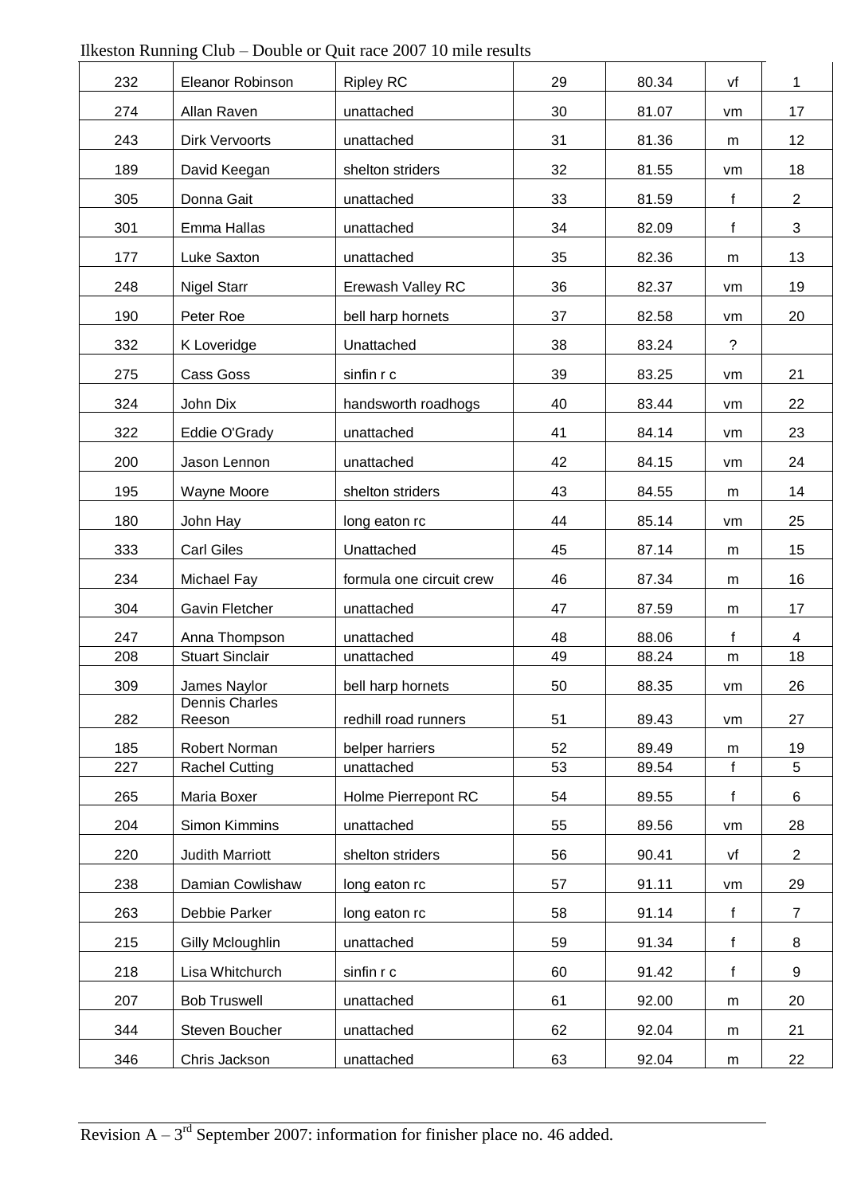| 232 | Eleanor Robinson | Ripley RC | 29 | 80.34 | vf | 1 |
|---|---|---|---|---|---|---|
| 274 | Allan Raven | unattached | 30 | 81.07 | vm | 17 |
| 243 | Dirk Vervoorts | unattached | 31 | 81.36 | m | 12 |
| 189 | David Keegan | shelton striders | 32 | 81.55 | vm | 18 |
| 305 | Donna Gait | unattached | 33 | 81.59 | f | 2 |
| 301 | Emma Hallas | unattached | 34 | 82.09 | f | 3 |
| 177 | Luke Saxton | unattached | 35 | 82.36 | m | 13 |
| 248 | Nigel Starr | Erewash Valley RC | 36 | 82.37 | vm | 19 |
| 190 | Peter Roe | bell harp hornets | 37 | 82.58 | vm | 20 |
| 332 | K Loveridge | Unattached | 38 | 83.24 | ? | |
| 275 | Cass Goss | sinfin r c | 39 | 83.25 | vm | 21 |
| 324 | John Dix | handsworth roadhogs | 40 | 83.44 | vm | 22 |
| 322 | Eddie O'Grady | unattached | 41 | 84.14 | vm | 23 |
| 200 | Jason Lennon | unattached | 42 | 84.15 | vm | 24 |
| 195 | Wayne Moore | shelton striders | 43 | 84.55 | m | 14 |
| 180 | John Hay | long eaton rc | 44 | 85.14 | vm | 25 |
| 333 | Carl Giles | Unattached | 45 | 87.14 | m | 15 |
| 234 | Michael Fay | formula one circuit crew | 46 | 87.34 | m | 16 |
| 304 | Gavin Fletcher | unattached | 47 | 87.59 | m | 17 |
| 247 | Anna Thompson | unattached | 48 | 88.06 | f | 4 |
| 208 | Stuart Sinclair | unattached | 49 | 88.24 | m | 18 |
| 309 | James Naylor | bell harp hornets | 50 | 88.35 | vm | 26 |
| 282 | Dennis Charles Reeson | redhill road runners | 51 | 89.43 | vm | 27 |
| 185 | Robert Norman | belper harriers | 52 | 89.49 | m | 19 |
| 227 | Rachel Cutting | unattached | 53 | 89.54 | f | 5 |
| 265 | Maria Boxer | Holme Pierrepont RC | 54 | 89.55 | f | 6 |
| 204 | Simon Kimmins | unattached | 55 | 89.56 | vm | 28 |
| 220 | Judith Marriott | shelton striders | 56 | 90.41 | vf | 2 |
| 238 | Damian Cowlishaw | long eaton rc | 57 | 91.11 | vm | 29 |
| 263 | Debbie Parker | long eaton rc | 58 | 91.14 | f | 7 |
| 215 | Gilly Mcloughlin | unattached | 59 | 91.34 | f | 8 |
| 218 | Lisa Whitchurch | sinfin r c | 60 | 91.42 | f | 9 |
| 207 | Bob Truswell | unattached | 61 | 92.00 | m | 20 |
| 344 | Steven Boucher | unattached | 62 | 92.04 | m | 21 |
| 346 | Chris Jackson | unattached | 63 | 92.04 | m | 22 |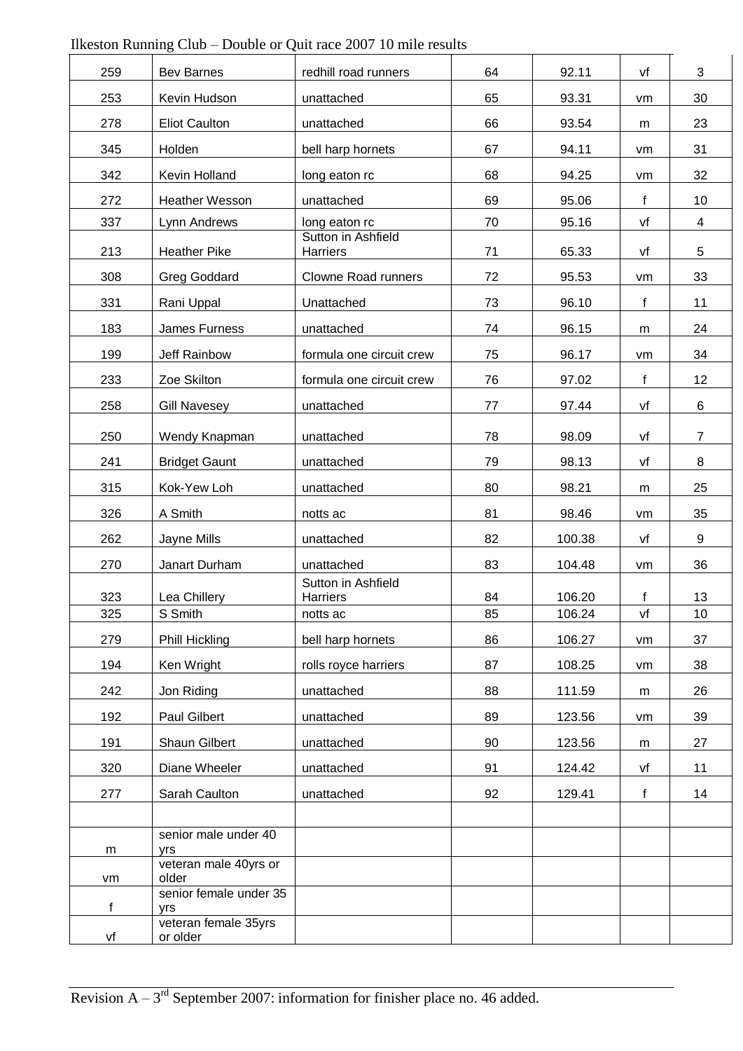| | | | | | | |
|---|---|---|---|---|---|---|
| 259 | Bev Barnes | redhill road runners | 64 | 92.11 | vf | 3 |
| 253 | Kevin Hudson | unattached | 65 | 93.31 | vm | 30 |
| 278 | Eliot Caulton | unattached | 66 | 93.54 | m | 23 |
| 345 | Holden | bell harp hornets | 67 | 94.11 | vm | 31 |
| 342 | Kevin Holland | long eaton rc | 68 | 94.25 | vm | 32 |
| 272 | Heather Wesson | unattached | 69 | 95.06 | f | 10 |
| 337 | Lynn Andrews | long eaton rc | 70 | 95.16 | vf | 4 |
| 213 | Heather Pike | Sutton in Ashfield Harriers | 71 | 65.33 | vf | 5 |
| 308 | Greg Goddard | Clowne Road runners | 72 | 95.53 | vm | 33 |
| 331 | Rani Uppal | Unattached | 73 | 96.10 | f | 11 |
| 183 | James Furness | unattached | 74 | 96.15 | m | 24 |
| 199 | Jeff Rainbow | formula one circuit crew | 75 | 96.17 | vm | 34 |
| 233 | Zoe Skilton | formula one circuit crew | 76 | 97.02 | f | 12 |
| 258 | Gill Navesey | unattached | 77 | 97.44 | vf | 6 |
| 250 | Wendy Knapman | unattached | 78 | 98.09 | vf | 7 |
| 241 | Bridget Gaunt | unattached | 79 | 98.13 | vf | 8 |
| 315 | Kok-Yew Loh | unattached | 80 | 98.21 | m | 25 |
| 326 | A Smith | notts ac | 81 | 98.46 | vm | 35 |
| 262 | Jayne Mills | unattached | 82 | 100.38 | vf | 9 |
| 270 | Janart Durham | unattached | 83 | 104.48 | vm | 36 |
| 323 | Lea Chillery | Sutton in Ashfield Harriers | 84 | 106.20 | f | 13 |
| 325 | S Smith | notts ac | 85 | 106.24 | vf | 10 |
| 279 | Phill Hickling | bell harp hornets | 86 | 106.27 | vm | 37 |
| 194 | Ken Wright | rolls royce harriers | 87 | 108.25 | vm | 38 |
| 242 | Jon Riding | unattached | 88 | 111.59 | m | 26 |
| 192 | Paul Gilbert | unattached | 89 | 123.56 | vm | 39 |
| 191 | Shaun Gilbert | unattached | 90 | 123.56 | m | 27 |
| 320 | Diane Wheeler | unattached | 91 | 124.42 | vf | 11 |
| 277 | Sarah Caulton | unattached | 92 | 129.41 | f | 14 |
| | | | | | | |
| m | senior male under 40 yrs | | | | | |
| vm | veteran male 40yrs or older | | | | | |
| f | senior female under 35 yrs | | | | | |
| vf | veteran female 35yrs or older | | | | | |

Revision A – 3rd September 2007: information for finisher place no. 46 added.